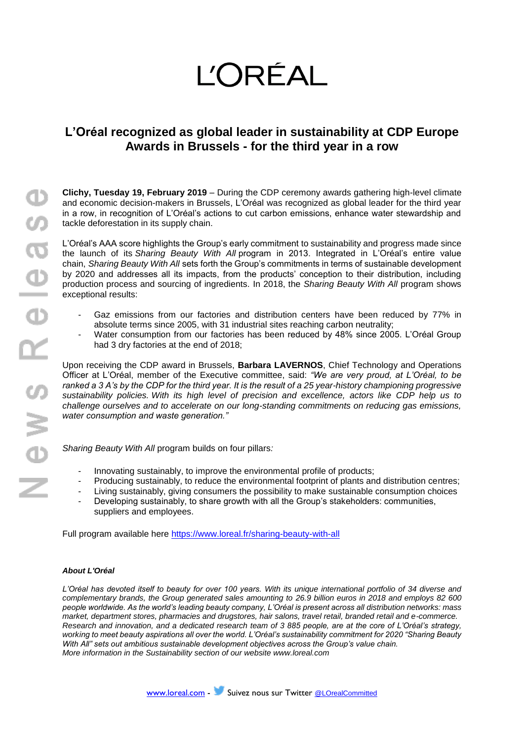# L'ORÉAL

## L'Oréal recognized as global leader in sustainability at CDP Europe Awards in Brussels - for the third year in a row

**Clichy, Tuesday 19, February 2019** – During the CDP ceremony awards gathering high-level climate and economic decision-makers in Brussels, L'Oréal was recognized as global leader for the third year in a row, in recognition of L'Oréal's actions to cut carbon emissions, enhance water stewardship and tackle deforestation in its supply chain.

L'Oréal's AAA score highlights the Group's early commitment to sustainability and progress made since the launch of its *Sharing Beauty With All* program in 2013. Integrated in L'Oréal's entire value chain, *Sharing Beauty With All* sets forth the Group's commitments in terms of sustainable development by 2020 and addresses all its impacts, from the products' conception to their distribution, including production process and sourcing of ingredients. In 2018, the *Sharing Beauty With All* program shows exceptional results:

- Gaz emissions from our factories and distribution centers have been reduced by 77% in absolute terms since 2005, with 31 industrial sites reaching carbon neutrality;
- Water consumption from our factories has been reduced by 48% since 2005. L'Oréal Group had 3 dry factories at the end of 2018;

Upon receiving the CDP award in Brussels, **Barbara LAVERNOS**, Chief Technology and Operations Officer at L'Oréal, member of the Executive committee, said: *"We are very proud, at L'Oréal, to be ranked a 3 A's by the CDP for the third year. It is the result of a 25 year-history championing progressive sustainability policies. With its high level of precision and excellence, actors like CDP help us to challenge ourselves and to accelerate on our long-standing commitments on reducing gas emissions, water consumption and waste generation."*

*Sharing Beauty With All* program builds on four pillars*:*

- Innovating sustainably, to improve the environmental profile of products;
- Producing sustainably, to reduce the environmental footprint of plants and distribution centres;
- Living sustainably, giving consumers the possibility to make sustainable consumption choices
- Developing sustainably, to share growth with all the Group's stakeholders: communities, suppliers and employees.

Full program available here https://www.loreal.fr/sharing-beauty-with-all

***About L'Oréal***

*L'Oréal has devoted itself to beauty for over 100 years. With its unique international portfolio of 34 diverse and complementary brands, the Group generated sales amounting to 26.9 billion euros in 2018 and employs 82 600 people worldwide. As the world's leading beauty company, L'Oréal is present across all distribution networks: mass market, department stores, pharmacies and drugstores, hair salons, travel retail, branded retail and e-commerce. Research and innovation, and a dedicated research team of 3 885 people, are at the core of L'Oréal's strategy, working to meet beauty aspirations all over the world. L'Oréal's sustainability commitment for 2020 "Sharing Beauty With All" sets out ambitious sustainable development objectives across the Group's value chain.*
*More information in the Sustainability section of our website www.loreal.com*

www.loreal.com - Suivez nous sur Twitter @LOrealCommitted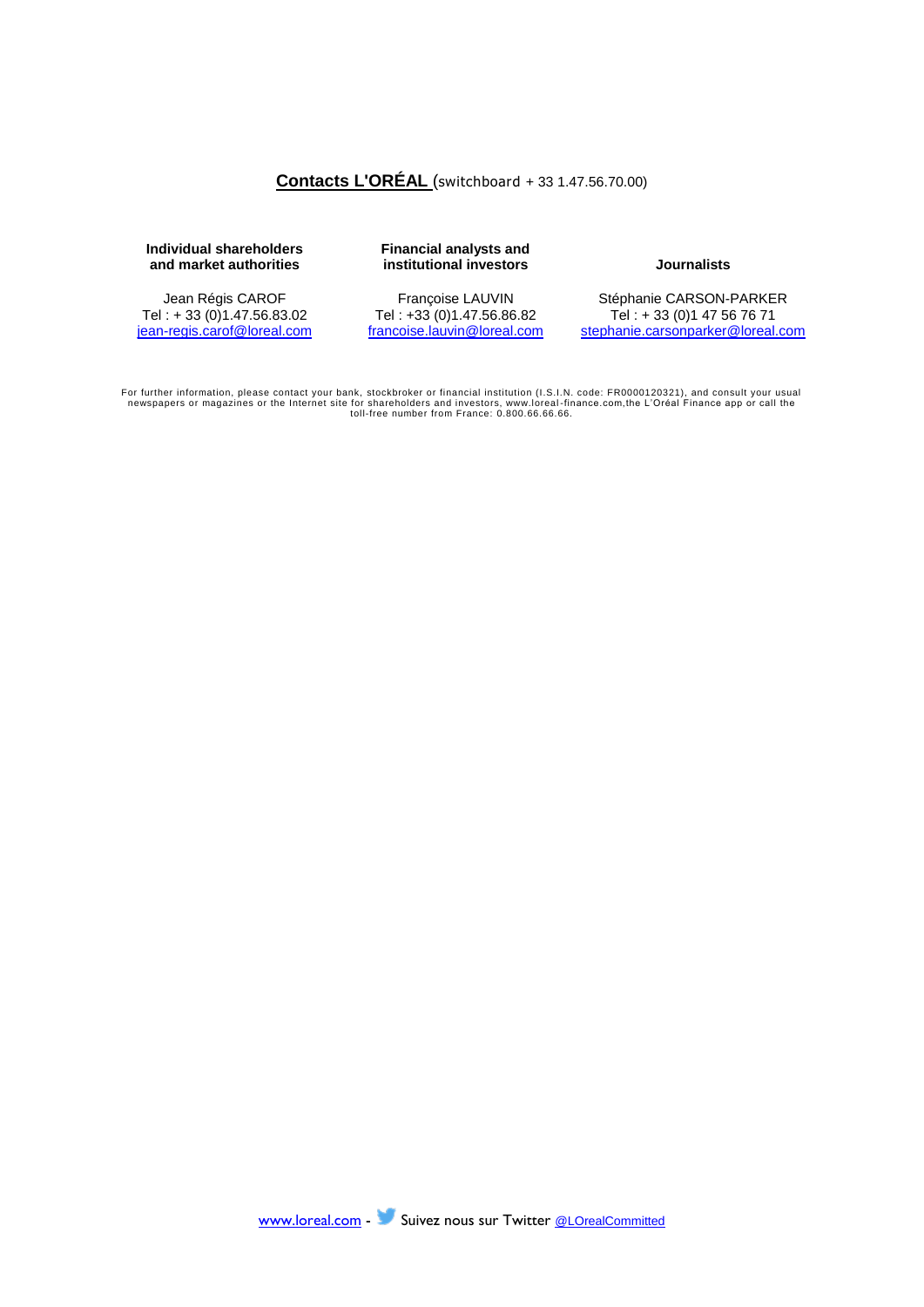**Contacts L'ORÉAL** (switchboard + 33 1.47.56.70.00)

| Individual shareholders and market authorities | Financial analysts and institutional investors | Journalists |
|---|---|---|
| Jean Régis CAROF<br>Tel : + 33 (0)1.47.56.83.02<br>jean-regis.carof@loreal.com | Françoise LAUVIN<br>Tel : +33 (0)1.47.56.86.82<br>francoise.lauvin@loreal.com | Stéphanie CARSON-PARKER<br>Tel : + 33 (0)1 47 56 76 71<br>stephanie.carsonparker@loreal.com |

For further information, please contact your bank, stockbroker or financial institution (I.S.I.N. code: FR0000120321), and consult your usual newspapers or magazines or the Internet site for shareholders and investors, www.loreal-finance.com,the L'Oréal Finance app or call the toll-free number from France: 0.800.66.66.66.

www.loreal.com - Suivez nous sur Twitter @LOrealCommitted